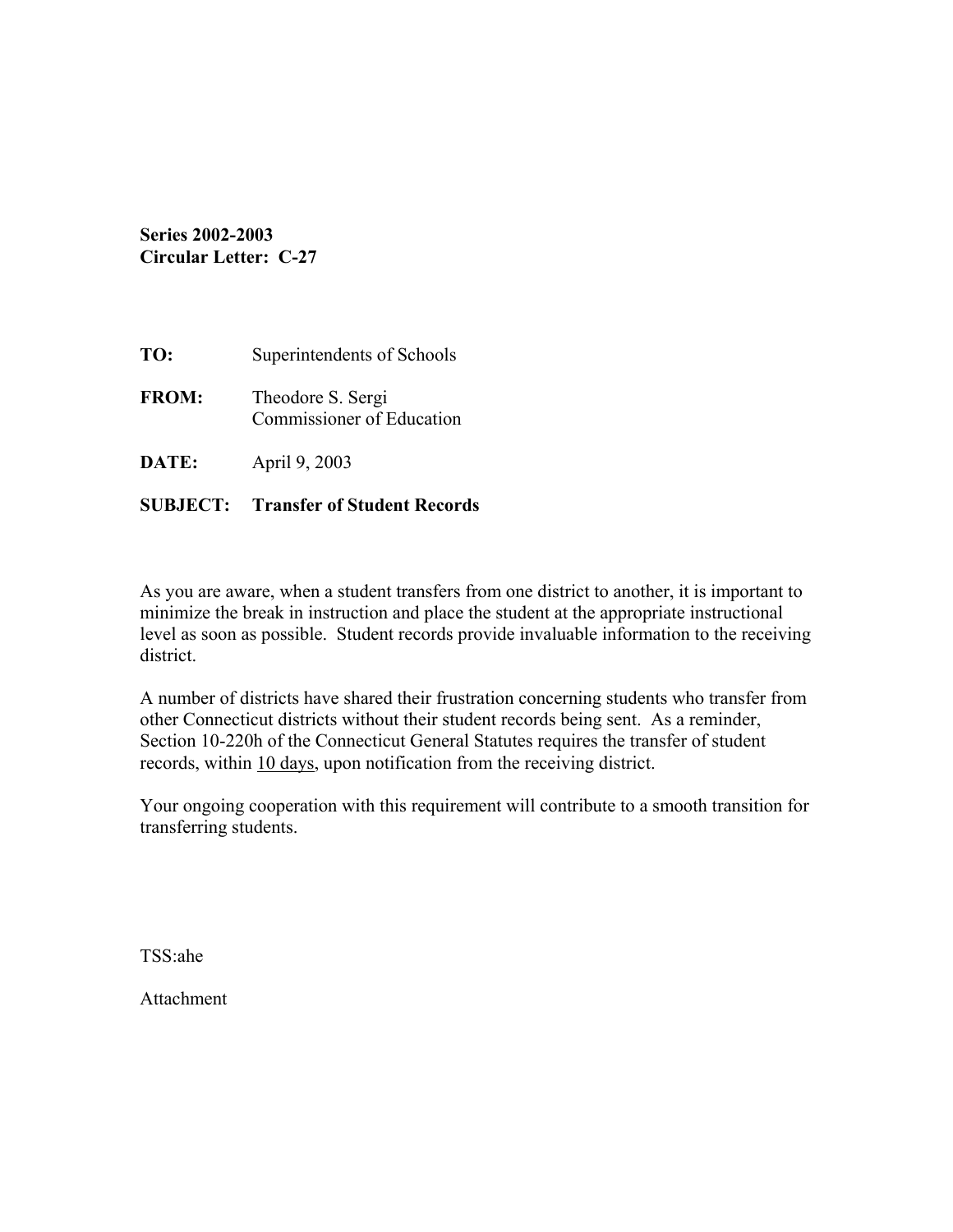**Series 2002-2003**
**Circular Letter: C-27**

**TO:** Superintendents of Schools

**FROM:** Theodore S. Sergi
Commissioner of Education

**DATE:** April 9, 2003

**SUBJECT: Transfer of Student Records**

As you are aware, when a student transfers from one district to another, it is important to minimize the break in instruction and place the student at the appropriate instructional level as soon as possible. Student records provide invaluable information to the receiving district.

A number of districts have shared their frustration concerning students who transfer from other Connecticut districts without their student records being sent. As a reminder, Section 10-220h of the Connecticut General Statutes requires the transfer of student records, within <u>10 days</u>, upon notification from the receiving district.

Your ongoing cooperation with this requirement will contribute to a smooth transition for transferring students.

TSS:ahe

Attachment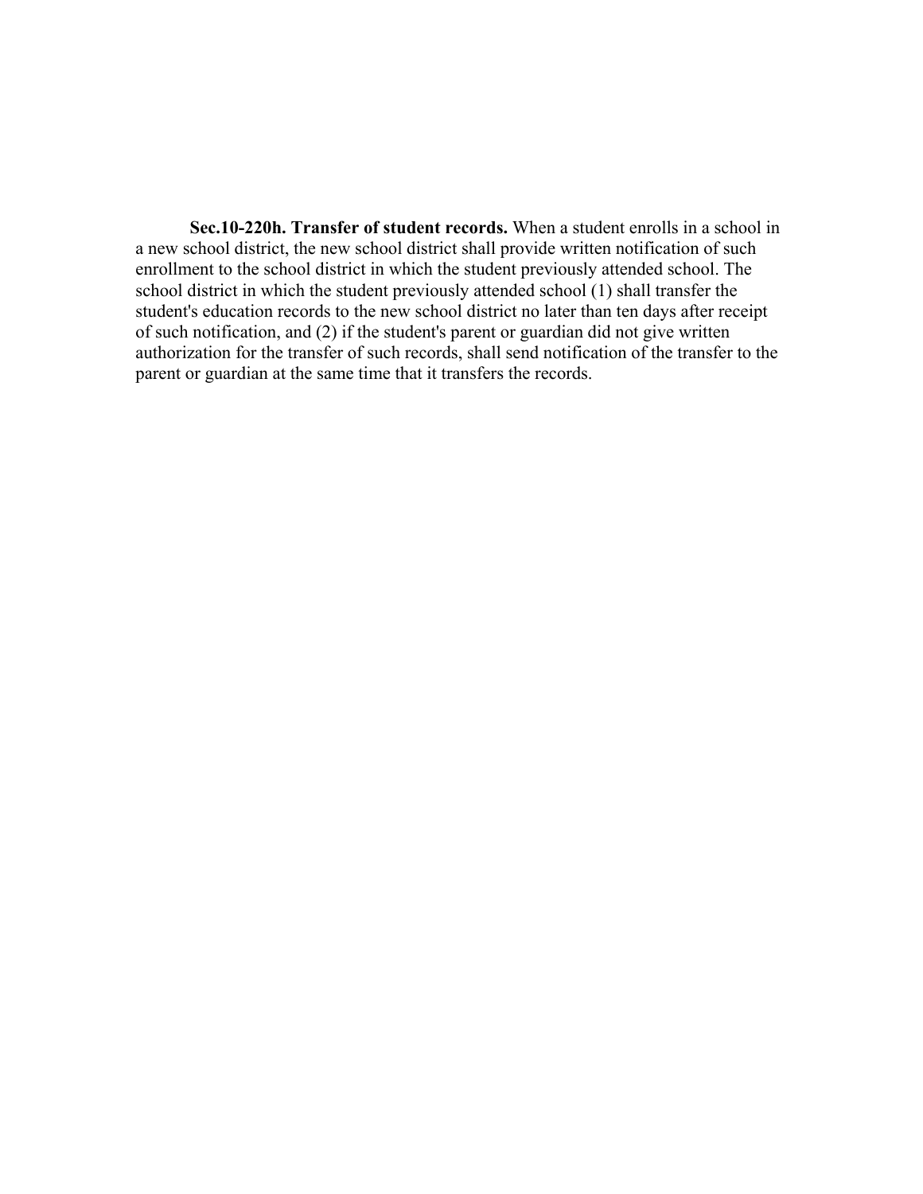**Sec.10-220h. Transfer of student records.** When a student enrolls in a school in a new school district, the new school district shall provide written notification of such enrollment to the school district in which the student previously attended school. The school district in which the student previously attended school (1) shall transfer the student's education records to the new school district no later than ten days after receipt of such notification, and (2) if the student's parent or guardian did not give written authorization for the transfer of such records, shall send notification of the transfer to the parent or guardian at the same time that it transfers the records.